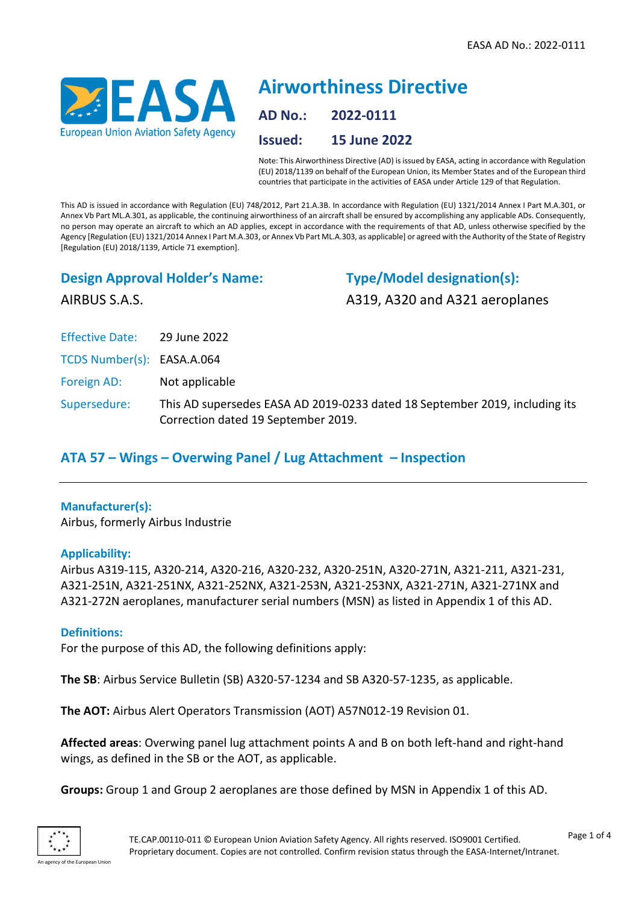# Airworthiness Directive

**AD No.:** 2022-0111

**Issued:** 15 June 2022

Note: This Airworthiness Directive (AD) is issued by EASA, acting in accordance with Regulation (EU) 2018/1139 on behalf of the European Union, its Member States and of the European third countries that participate in the activities of EASA under Article 129 of that Regulation.

This AD is issued in accordance with Regulation (EU) 748/2012, Part 21.A.3B. In accordance with Regulation (EU) 1321/2014 Annex I Part M.A.301, or Annex Vb Part ML.A.301, as applicable, the continuing airworthiness of an aircraft shall be ensured by accomplishing any applicable ADs. Consequently, no person may operate an aircraft to which an AD applies, except in accordance with the requirements of that AD, unless otherwise specified by the Agency [Regulation (EU) 1321/2014 Annex I Part M.A.303, or Annex Vb Part ML.A.303, as applicable] or agreed with the Authority of the State of Registry [Regulation (EU) 2018/1139, Article 71 exemption].

## Design Approval Holder's Name:

AIRBUS S.A.S.

## Type/Model designation(s):

A319, A320 and A321 aeroplanes

Effective Date: 29 June 2022

TCDS Number(s): EASA.A.064

Foreign AD: Not applicable

Supersedure: This AD supersedes EASA AD 2019-0233 dated 18 September 2019, including its Correction dated 19 September 2019.

## ATA 57 – Wings – Overwing Panel / Lug Attachment – Inspection

### Manufacturer(s):

Airbus, formerly Airbus Industrie

### Applicability:

Airbus A319-115, A320-214, A320-216, A320-232, A320-251N, A320-271N, A321-211, A321-231, A321-251N, A321-251NX, A321-252NX, A321-253N, A321-253NX, A321-271N, A321-271NX and A321-272N aeroplanes, manufacturer serial numbers (MSN) as listed in Appendix 1 of this AD.

### Definitions:

For the purpose of this AD, the following definitions apply:

**The SB**: Airbus Service Bulletin (SB) A320-57-1234 and SB A320-57-1235, as applicable.

**The AOT:** Airbus Alert Operators Transmission (AOT) A57N012-19 Revision 01.

**Affected areas**: Overwing panel lug attachment points A and B on both left-hand and right-hand wings, as defined in the SB or the AOT, as applicable.

**Groups:** Group 1 and Group 2 aeroplanes are those defined by MSN in Appendix 1 of this AD.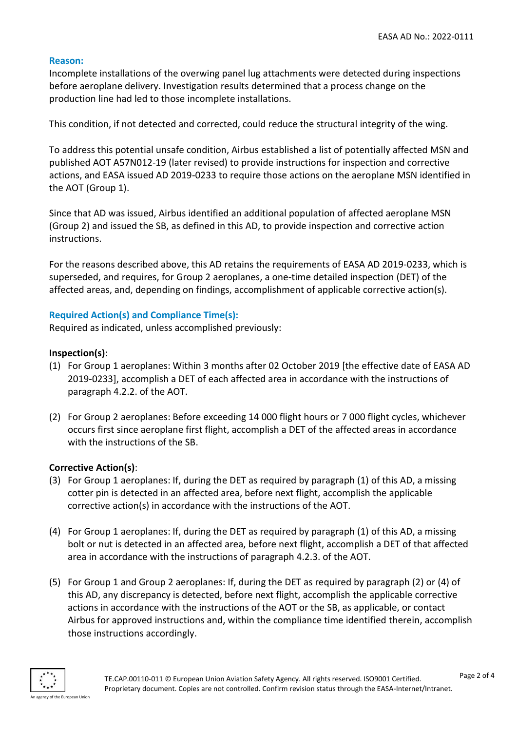### Reason:

Incomplete installations of the overwing panel lug attachments were detected during inspections before aeroplane delivery. Investigation results determined that a process change on the production line had led to those incomplete installations.

This condition, if not detected and corrected, could reduce the structural integrity of the wing.

To address this potential unsafe condition, Airbus established a list of potentially affected MSN and published AOT A57N012-19 (later revised) to provide instructions for inspection and corrective actions, and EASA issued AD 2019-0233 to require those actions on the aeroplane MSN identified in the AOT (Group 1).

Since that AD was issued, Airbus identified an additional population of affected aeroplane MSN (Group 2) and issued the SB, as defined in this AD, to provide inspection and corrective action instructions.

For the reasons described above, this AD retains the requirements of EASA AD 2019-0233, which is superseded, and requires, for Group 2 aeroplanes, a one-time detailed inspection (DET) of the affected areas, and, depending on findings, accomplishment of applicable corrective action(s).

### Required Action(s) and Compliance Time(s):

Required as indicated, unless accomplished previously:

**Inspection(s)**:

(1) For Group 1 aeroplanes: Within 3 months after 02 October 2019 [the effective date of EASA AD 2019-0233], accomplish a DET of each affected area in accordance with the instructions of paragraph 4.2.2. of the AOT.

(2) For Group 2 aeroplanes: Before exceeding 14 000 flight hours or 7 000 flight cycles, whichever occurs first since aeroplane first flight, accomplish a DET of the affected areas in accordance with the instructions of the SB.

**Corrective Action(s)**:

(3) For Group 1 aeroplanes: If, during the DET as required by paragraph (1) of this AD, a missing cotter pin is detected in an affected area, before next flight, accomplish the applicable corrective action(s) in accordance with the instructions of the AOT.

(4) For Group 1 aeroplanes: If, during the DET as required by paragraph (1) of this AD, a missing bolt or nut is detected in an affected area, before next flight, accomplish a DET of that affected area in accordance with the instructions of paragraph 4.2.3. of the AOT.

(5) For Group 1 and Group 2 aeroplanes: If, during the DET as required by paragraph (2) or (4) of this AD, any discrepancy is detected, before next flight, accomplish the applicable corrective actions in accordance with the instructions of the AOT or the SB, as applicable, or contact Airbus for approved instructions and, within the compliance time identified therein, accomplish those instructions accordingly.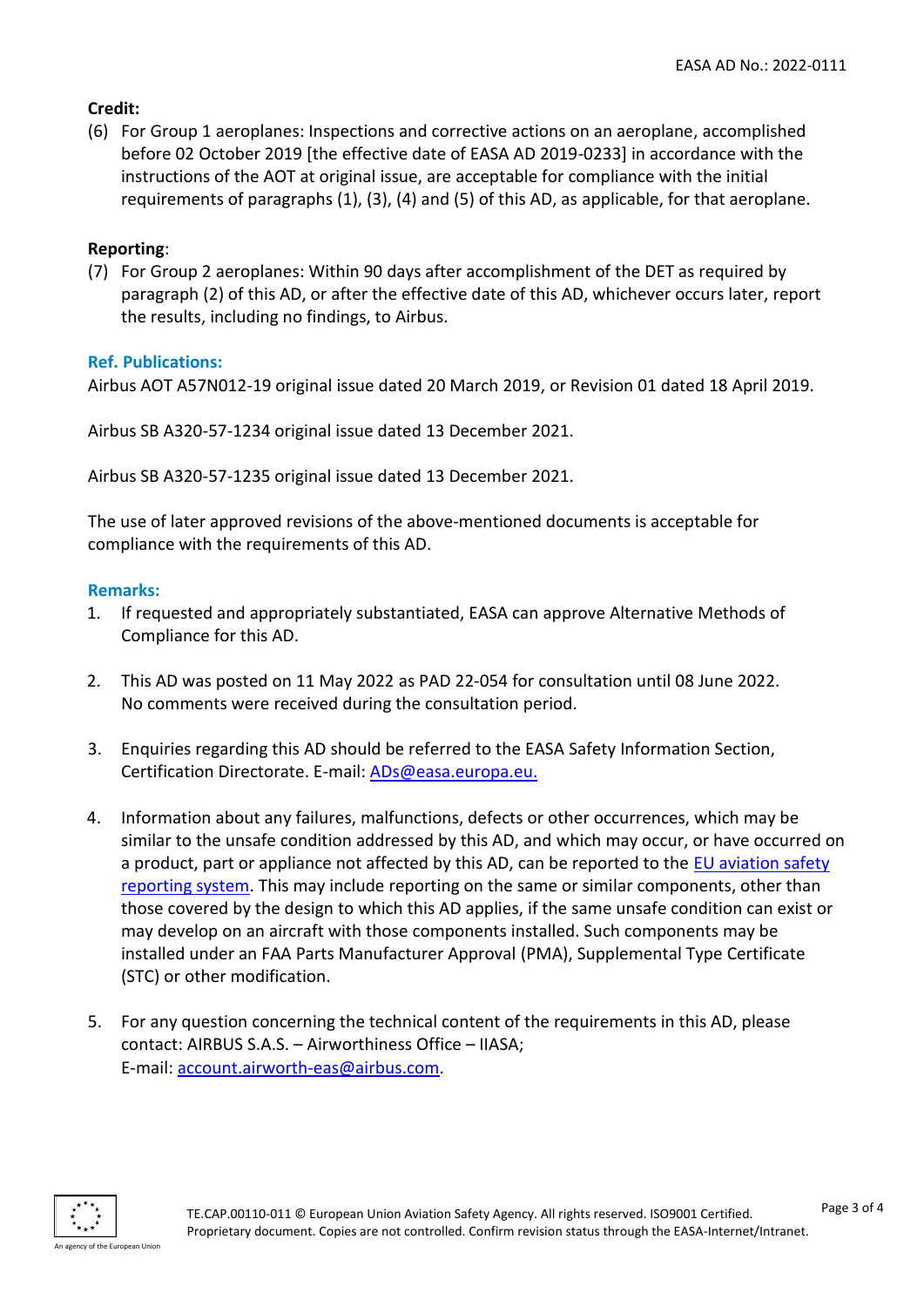**Credit:**

(6) For Group 1 aeroplanes: Inspections and corrective actions on an aeroplane, accomplished before 02 October 2019 [the effective date of EASA AD 2019-0233] in accordance with the instructions of the AOT at original issue, are acceptable for compliance with the initial requirements of paragraphs (1), (3), (4) and (5) of this AD, as applicable, for that aeroplane.

**Reporting**:

(7) For Group 2 aeroplanes: Within 90 days after accomplishment of the DET as required by paragraph (2) of this AD, or after the effective date of this AD, whichever occurs later, report the results, including no findings, to Airbus.

**Ref. Publications:**

Airbus AOT A57N012-19 original issue dated 20 March 2019, or Revision 01 dated 18 April 2019.

Airbus SB A320-57-1234 original issue dated 13 December 2021.

Airbus SB A320-57-1235 original issue dated 13 December 2021.

The use of later approved revisions of the above-mentioned documents is acceptable for compliance with the requirements of this AD.

**Remarks:**

1. If requested and appropriately substantiated, EASA can approve Alternative Methods of Compliance for this AD.

2. This AD was posted on 11 May 2022 as PAD 22-054 for consultation until 08 June 2022. No comments were received during the consultation period.

3. Enquiries regarding this AD should be referred to the EASA Safety Information Section, Certification Directorate. E-mail: ADs@easa.europa.eu.

4. Information about any failures, malfunctions, defects or other occurrences, which may be similar to the unsafe condition addressed by this AD, and which may occur, or have occurred on a product, part or appliance not affected by this AD, can be reported to the EU aviation safety reporting system. This may include reporting on the same or similar components, other than those covered by the design to which this AD applies, if the same unsafe condition can exist or may develop on an aircraft with those components installed. Such components may be installed under an FAA Parts Manufacturer Approval (PMA), Supplemental Type Certificate (STC) or other modification.

5. For any question concerning the technical content of the requirements in this AD, please contact: AIRBUS S.A.S. – Airworthiness Office – IIASA;
   E-mail: account.airworth-eas@airbus.com.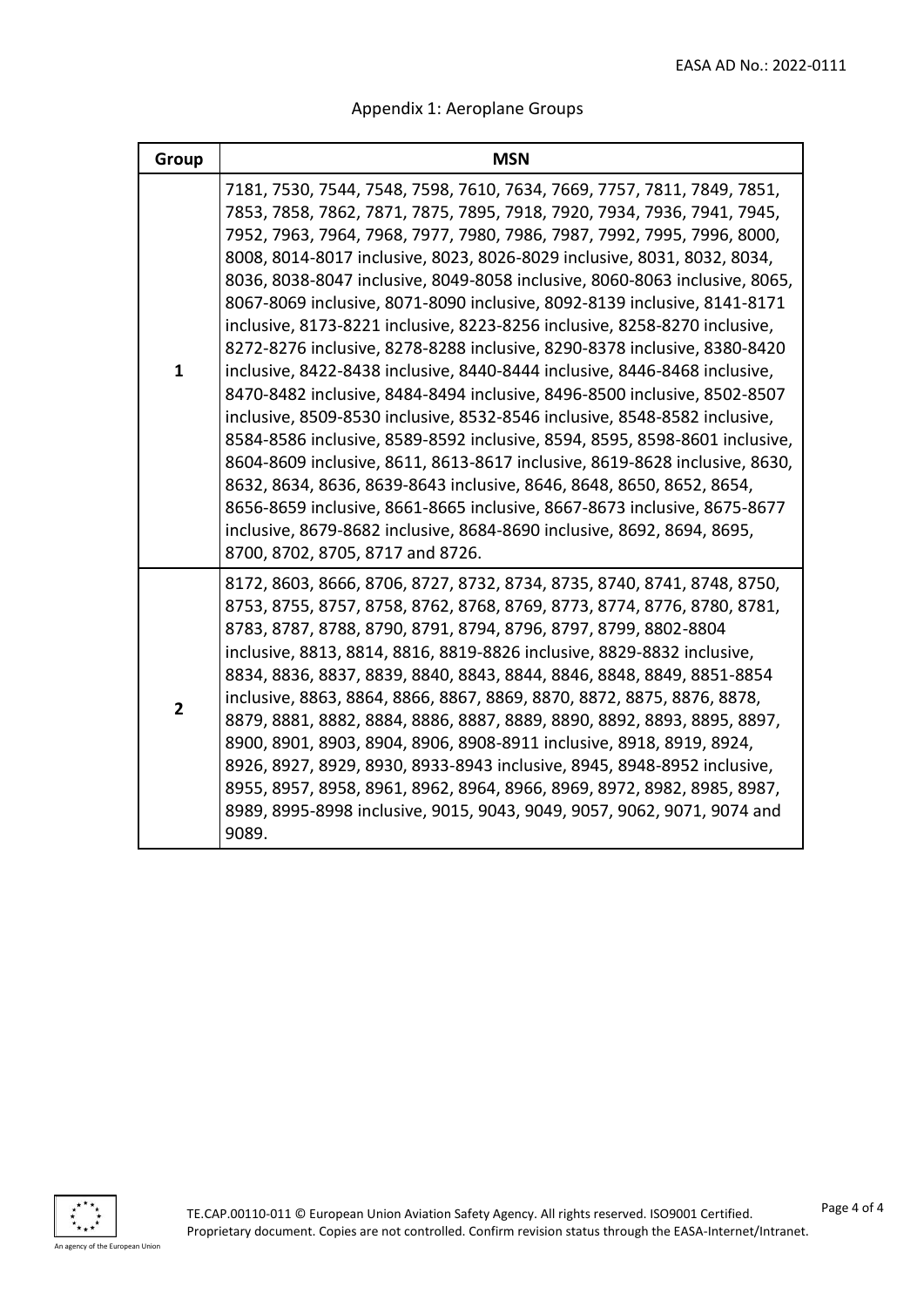Appendix 1: Aeroplane Groups

| Group | MSN |
|---|---|
| **1** | 7181, 7530, 7544, 7548, 7598, 7610, 7634, 7669, 7757, 7811, 7849, 7851, 7853, 7858, 7862, 7871, 7875, 7895, 7918, 7920, 7934, 7936, 7941, 7945, 7952, 7963, 7964, 7968, 7977, 7980, 7986, 7987, 7992, 7995, 7996, 8000, 8008, 8014-8017 inclusive, 8023, 8026-8029 inclusive, 8031, 8032, 8034, 8036, 8038-8047 inclusive, 8049-8058 inclusive, 8060-8063 inclusive, 8065, 8067-8069 inclusive, 8071-8090 inclusive, 8092-8139 inclusive, 8141-8171 inclusive, 8173-8221 inclusive, 8223-8256 inclusive, 8258-8270 inclusive, 8272-8276 inclusive, 8278-8288 inclusive, 8290-8378 inclusive, 8380-8420 inclusive, 8422-8438 inclusive, 8440-8444 inclusive, 8446-8468 inclusive, 8470-8482 inclusive, 8484-8494 inclusive, 8496-8500 inclusive, 8502-8507 inclusive, 8509-8530 inclusive, 8532-8546 inclusive, 8548-8582 inclusive, 8584-8586 inclusive, 8589-8592 inclusive, 8594, 8595, 8598-8601 inclusive, 8604-8609 inclusive, 8611, 8613-8617 inclusive, 8619-8628 inclusive, 8630, 8632, 8634, 8636, 8639-8643 inclusive, 8646, 8648, 8650, 8652, 8654, 8656-8659 inclusive, 8661-8665 inclusive, 8667-8673 inclusive, 8675-8677 inclusive, 8679-8682 inclusive, 8684-8690 inclusive, 8692, 8694, 8695, 8700, 8702, 8705, 8717 and 8726. |
| **2** | 8172, 8603, 8666, 8706, 8727, 8732, 8734, 8735, 8740, 8741, 8748, 8750, 8753, 8755, 8757, 8758, 8762, 8768, 8769, 8773, 8774, 8776, 8780, 8781, 8783, 8787, 8788, 8790, 8791, 8794, 8796, 8797, 8799, 8802-8804 inclusive, 8813, 8814, 8816, 8819-8826 inclusive, 8829-8832 inclusive, 8834, 8836, 8837, 8839, 8840, 8843, 8844, 8846, 8848, 8849, 8851-8854 inclusive, 8863, 8864, 8866, 8867, 8869, 8870, 8872, 8875, 8876, 8878, 8879, 8881, 8882, 8884, 8886, 8887, 8889, 8890, 8892, 8893, 8895, 8897, 8900, 8901, 8903, 8904, 8906, 8908-8911 inclusive, 8918, 8919, 8924, 8926, 8927, 8929, 8930, 8933-8943 inclusive, 8945, 8948-8952 inclusive, 8955, 8957, 8958, 8961, 8962, 8964, 8966, 8969, 8972, 8982, 8985, 8987, 8989, 8995-8998 inclusive, 9015, 9043, 9049, 9057, 9062, 9071, 9074 and 9089. |